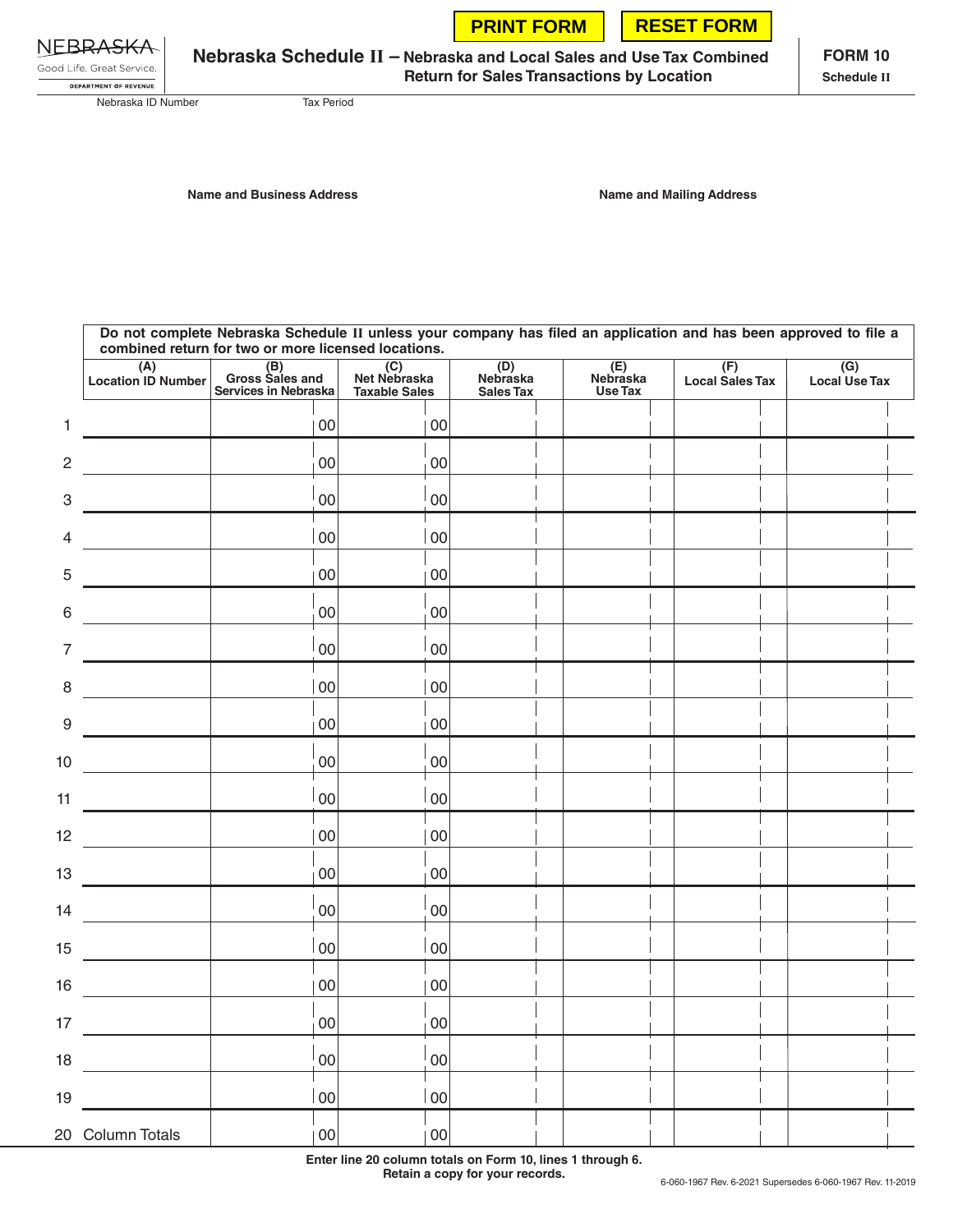PRINT FORM RESET FORM

NEBRASKA
Good Life. Great Service.
DEPARTMENT OF REVENUE

# Nebraska Schedule II – Nebraska and Local Sales and Use Tax Combined Return for Sales Transactions by Location

**FORM 10**
**Schedule II**

Nebraska ID Number

Tax Period

**Name and Business Address**

**Name and Mailing Address**

**Do not complete Nebraska Schedule II unless your company has filed an application and has been approved to file a combined return for two or more licensed locations.**

| | (A) Location ID Number | (B) Gross Sales and Services in Nebraska | (C) Net Nebraska Taxable Sales | (D) Nebraska Sales Tax | (E) Nebraska Use Tax | (F) Local Sales Tax | (G) Local Use Tax |
|---|---|---|---|---|---|---|---|
| 1 | | 00 | 00 | | | | |
| 2 | | 00 | 00 | | | | |
| 3 | | 00 | 00 | | | | |
| 4 | | 00 | 00 | | | | |
| 5 | | 00 | 00 | | | | |
| 6 | | 00 | 00 | | | | |
| 7 | | 00 | 00 | | | | |
| 8 | | 00 | 00 | | | | |
| 9 | | 00 | 00 | | | | |
| 10 | | 00 | 00 | | | | |
| 11 | | 00 | 00 | | | | |
| 12 | | 00 | 00 | | | | |
| 13 | | 00 | 00 | | | | |
| 14 | | 00 | 00 | | | | |
| 15 | | 00 | 00 | | | | |
| 16 | | 00 | 00 | | | | |
| 17 | | 00 | 00 | | | | |
| 18 | | 00 | 00 | | | | |
| 19 | | 00 | 00 | | | | |
| 20 | Column Totals | 00 | 00 | | | | |

**Enter line 20 column totals on Form 10, lines 1 through 6.**
**Retain a copy for your records.**

6-060-1967 Rev. 6-2021 Supersedes 6-060-1967 Rev. 11-2019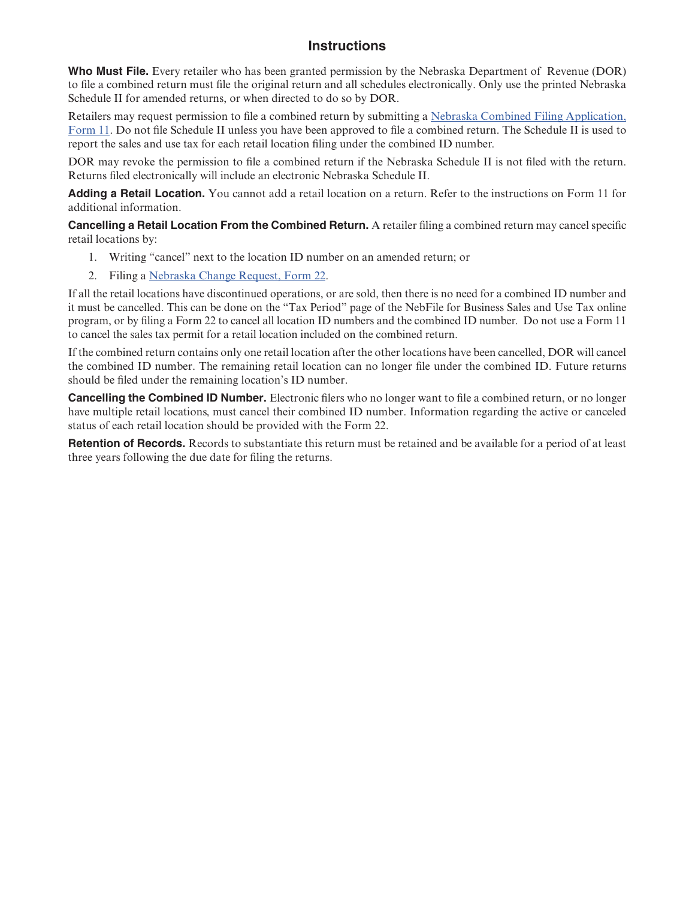## Instructions

**Who Must File.** Every retailer who has been granted permission by the Nebraska Department of Revenue (DOR) to file a combined return must file the original return and all schedules electronically. Only use the printed Nebraska Schedule II for amended returns, or when directed to do so by DOR.

Retailers may request permission to file a combined return by submitting a Nebraska Combined Filing Application, Form 11. Do not file Schedule II unless you have been approved to file a combined return. The Schedule II is used to report the sales and use tax for each retail location filing under the combined ID number.

DOR may revoke the permission to file a combined return if the Nebraska Schedule II is not filed with the return. Returns filed electronically will include an electronic Nebraska Schedule II.

**Adding a Retail Location.** You cannot add a retail location on a return. Refer to the instructions on Form 11 for additional information.

**Cancelling a Retail Location From the Combined Return.** A retailer filing a combined return may cancel specific retail locations by:

1. Writing "cancel" next to the location ID number on an amended return; or
2. Filing a Nebraska Change Request, Form 22.

If all the retail locations have discontinued operations, or are sold, then there is no need for a combined ID number and it must be cancelled. This can be done on the "Tax Period" page of the NebFile for Business Sales and Use Tax online program, or by filing a Form 22 to cancel all location ID numbers and the combined ID number. Do not use a Form 11 to cancel the sales tax permit for a retail location included on the combined return.

If the combined return contains only one retail location after the other locations have been cancelled, DOR will cancel the combined ID number. The remaining retail location can no longer file under the combined ID. Future returns should be filed under the remaining location's ID number.

**Cancelling the Combined ID Number.** Electronic filers who no longer want to file a combined return, or no longer have multiple retail locations, must cancel their combined ID number. Information regarding the active or canceled status of each retail location should be provided with the Form 22.

**Retention of Records.** Records to substantiate this return must be retained and be available for a period of at least three years following the due date for filing the returns.